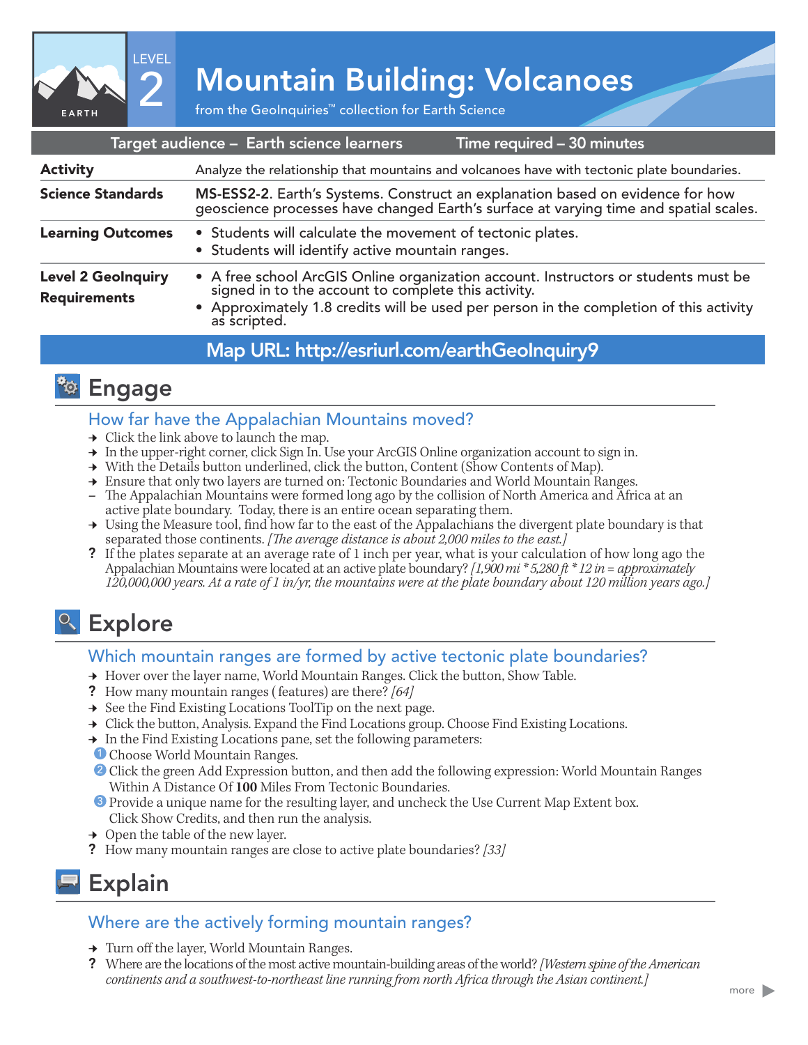# Mountain Building: Volcanoes

LEVEL 2

EARTH

from the GeoInquiries™ collection for Earth Science

| Target audience – Earth science learners | Time required – 30 minutes |
|---|---|

| | |
|---|---|
| **Activity** | Analyze the relationship that mountains and volcanoes have with tectonic plate boundaries. |
| **Science Standards** | MS-ESS2-2. Earth's Systems. Construct an explanation based on evidence for how geoscience processes have changed Earth's surface at varying time and spatial scales. |
| **Learning Outcomes** | • Students will calculate the movement of tectonic plates.<br>• Students will identify active mountain ranges. |
| **Level 2 GeoInquiry Requirements** | • A free school ArcGIS Online organization account. Instructors or students must be signed in to the account to complete this activity.<br>• Approximately 1.8 credits will be used per person in the completion of this activity as scripted. |

**Map URL: http://esriurl.com/earthGeoInquiry9**

## Engage

### How far have the Appalachian Mountains moved?

→ Click the link above to launch the map.

→ In the upper-right corner, click Sign In. Use your ArcGIS Online organization account to sign in.

→ With the Details button underlined, click the button, Content (Show Contents of Map).

→ Ensure that only two layers are turned on: Tectonic Boundaries and World Mountain Ranges.

– The Appalachian Mountains were formed long ago by the collision of North America and Africa at an active plate boundary. Today, there is an entire ocean separating them.

→ Using the Measure tool, find how far to the east of the Appalachians the divergent plate boundary is that separated those continents. *[The average distance is about 2,000 miles to the east.]*

? If the plates separate at an average rate of 1 inch per year, what is your calculation of how long ago the Appalachian Mountains were located at an active plate boundary? *[1,900 mi * 5,280 ft * 12 in = approximately 120,000,000 years. At a rate of 1 in/yr, the mountains were at the plate boundary about 120 million years ago.]*

## Explore

### Which mountain ranges are formed by active tectonic plate boundaries?

→ Hover over the layer name, World Mountain Ranges. Click the button, Show Table.

? How many mountain ranges (features) are there? *[64]*

→ See the Find Existing Locations ToolTip on the next page.

→ Click the button, Analysis. Expand the Find Locations group. Choose Find Existing Locations.

→ In the Find Existing Locations pane, set the following parameters:

1. Choose World Mountain Ranges.
2. Click the green Add Expression button, and then add the following expression: World Mountain Ranges Within A Distance Of **100** Miles From Tectonic Boundaries.
3. Provide a unique name for the resulting layer, and uncheck the Use Current Map Extent box. Click Show Credits, and then run the analysis.

→ Open the table of the new layer.

? How many mountain ranges are close to active plate boundaries? *[33]*

## Explain

### Where are the actively forming mountain ranges?

→ Turn off the layer, World Mountain Ranges.

? Where are the locations of the most active mountain-building areas of the world? *[Western spine of the American continents and a southwest-to-northeast line running from north Africa through the Asian continent.]*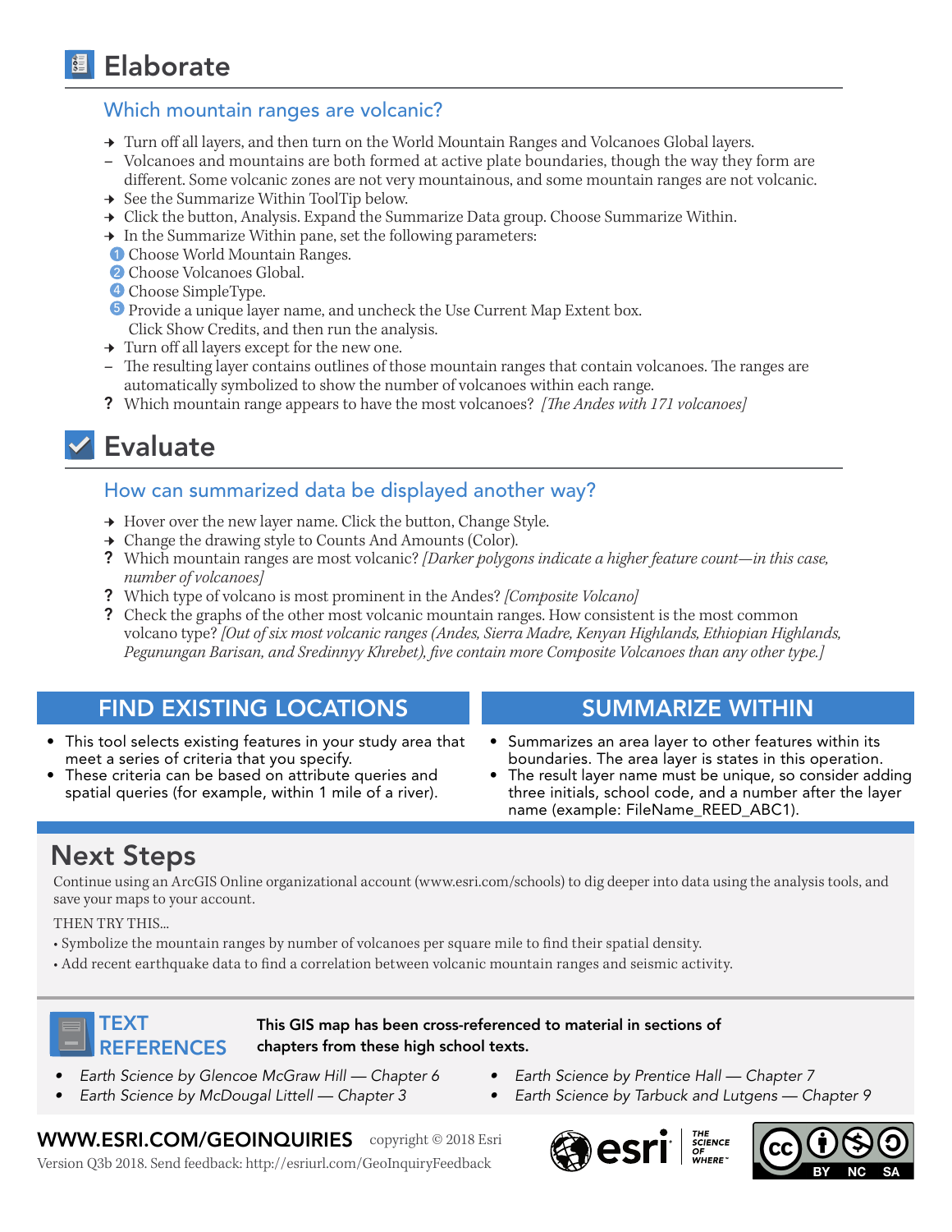# Elaborate

## Which mountain ranges are volcanic?

- → Turn off all layers, and then turn on the World Mountain Ranges and Volcanoes Global layers.
- – Volcanoes and mountains are both formed at active plate boundaries, though the way they form are different. Some volcanic zones are not very mountainous, and some mountain ranges are not volcanic.
- → See the Summarize Within ToolTip below.
- → Click the button, Analysis. Expand the Summarize Data group. Choose Summarize Within.
- → In the Summarize Within pane, set the following parameters:
  1. Choose World Mountain Ranges.
  2. Choose Volcanoes Global.
  4. Choose SimpleType.
  5. Provide a unique layer name, and uncheck the Use Current Map Extent box. Click Show Credits, and then run the analysis.
- → Turn off all layers except for the new one.
- – The resulting layer contains outlines of those mountain ranges that contain volcanoes. The ranges are automatically symbolized to show the number of volcanoes within each range.
- ? Which mountain range appears to have the most volcanoes? *[The Andes with 171 volcanoes]*

# Evaluate

## How can summarized data be displayed another way?

- → Hover over the new layer name. Click the button, Change Style.
- → Change the drawing style to Counts And Amounts (Color).
- ? Which mountain ranges are most volcanic? *[Darker polygons indicate a higher feature count—in this case, number of volcanoes]*
- ? Which type of volcano is most prominent in the Andes? *[Composite Volcano]*
- ? Check the graphs of the other most volcanic mountain ranges. How consistent is the most common volcano type? *[Out of six most volcanic ranges (Andes, Sierra Madre, Kenyan Highlands, Ethiopian Highlands, Pegunungan Barisan, and Sredinnyy Khrebet), five contain more Composite Volcanoes than any other type.]*

## FIND EXISTING LOCATIONS

- This tool selects existing features in your study area that meet a series of criteria that you specify.
- These criteria can be based on attribute queries and spatial queries (for example, within 1 mile of a river).

## SUMMARIZE WITHIN

- Summarizes an area layer to other features within its boundaries. The area layer is states in this operation.
- The result layer name must be unique, so consider adding three initials, school code, and a number after the layer name (example: FileName_REED_ABC1).

# Next Steps

Continue using an ArcGIS Online organizational account (www.esri.com/schools) to dig deeper into data using the analysis tools, and save your maps to your account.

THEN TRY THIS...

- Symbolize the mountain ranges by number of volcanoes per square mile to find their spatial density.
- Add recent earthquake data to find a correlation between volcanic mountain ranges and seismic activity.

## TEXT REFERENCES

**This GIS map has been cross-referenced to material in sections of chapters from these high school texts.**

- *Earth Science by Glencoe McGraw Hill — Chapter 6*
- *Earth Science by McDougal Littell — Chapter 3*
- *Earth Science by Prentice Hall — Chapter 7*
- *Earth Science by Tarbuck and Lutgens — Chapter 9*

**WWW.ESRI.COM/GEOINQUIRIES** copyright © 2018 Esri

Version Q3b 2018. Send feedback: http://esriurl.com/GeoInquiryFeedback